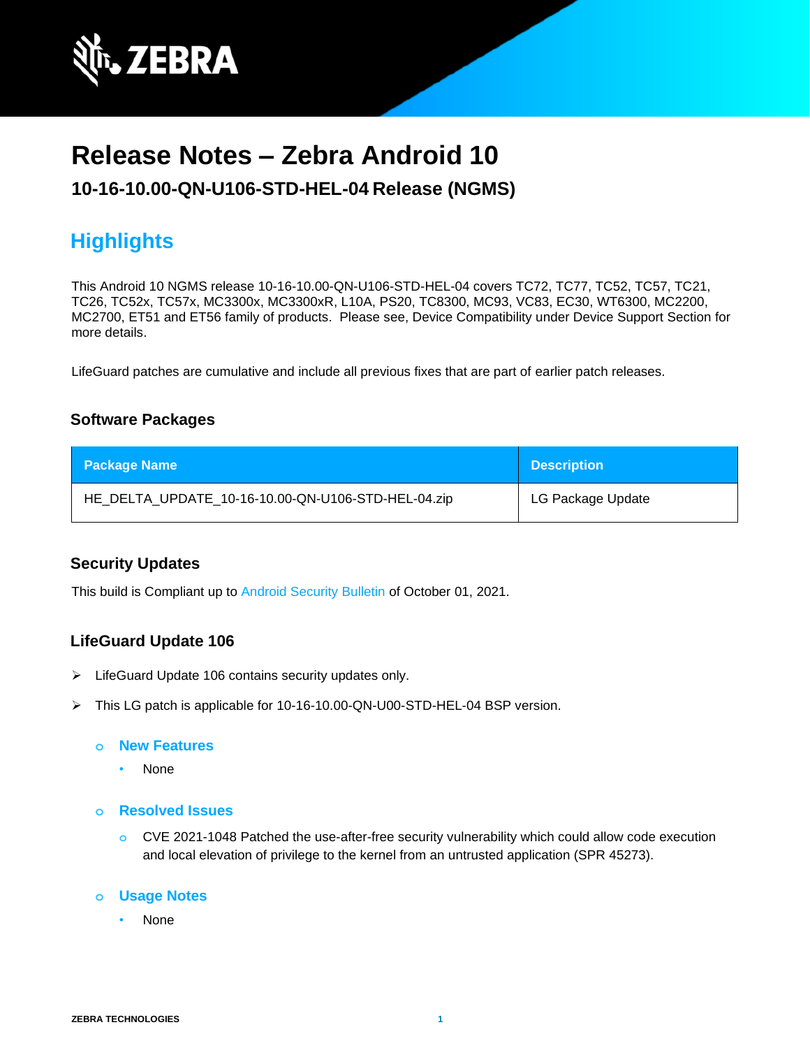# Release Notes – Zebra Android 10

### 10-16-10.00-QN-U106-STD-HEL-04 Release (NGMS)

## Highlights

This Android 10 NGMS release 10-16-10.00-QN-U106-STD-HEL-04 covers TC72, TC77, TC52, TC57, TC21, TC26, TC52x, TC57x, MC3300x, MC3300xR, L10A, PS20, TC8300, MC93, VC83, EC30, WT6300, MC2200, MC2700, ET51 and ET56 family of products. Please see, Device Compatibility under Device Support Section for more details.

LifeGuard patches are cumulative and include all previous fixes that are part of earlier patch releases.

### Software Packages

| Package Name | Description |
| --- | --- |
| HE_DELTA_UPDATE_10-16-10.00-QN-U106-STD-HEL-04.zip | LG Package Update |

### Security Updates

This build is Compliant up to Android Security Bulletin of October 01, 2021.

### LifeGuard Update 106

- LifeGuard Update 106 contains security updates only.
- This LG patch is applicable for 10-16-10.00-QN-U00-STD-HEL-04 BSP version.

  - **New Features**
    - None

  - **Resolved Issues**
    - CVE 2021-1048 Patched the use-after-free security vulnerability which could allow code execution and local elevation of privilege to the kernel from an untrusted application (SPR 45273).

  - **Usage Notes**
    - None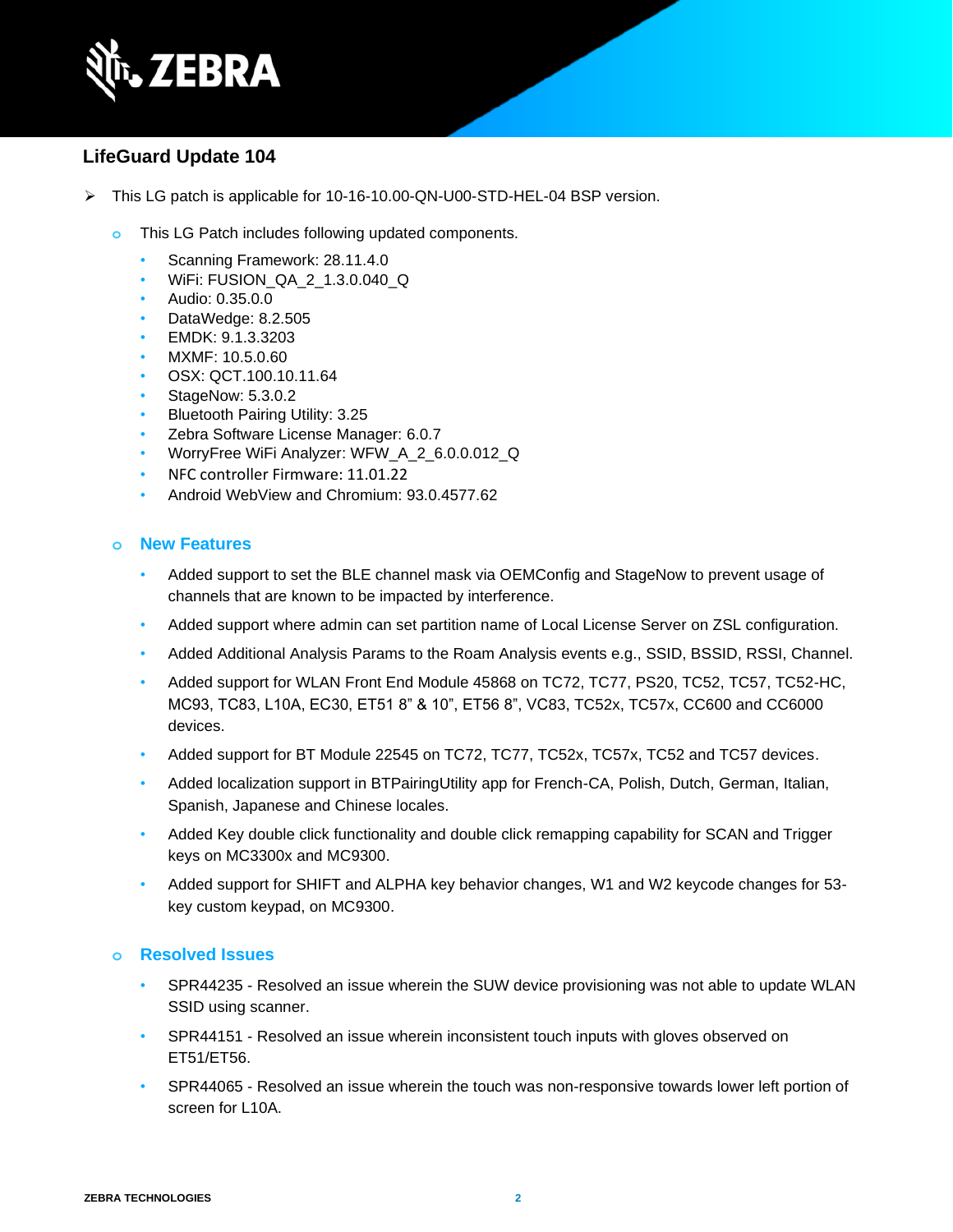## LifeGuard Update 104

- This LG patch is applicable for 10-16-10.00-QN-U00-STD-HEL-04 BSP version.
  - This LG Patch includes following updated components.
    - Scanning Framework: 28.11.4.0
    - WiFi: FUSION_QA_2_1.3.0.040_Q
    - Audio: 0.35.0.0
    - DataWedge: 8.2.505
    - EMDK: 9.1.3.3203
    - MXMF: 10.5.0.60
    - OSX: QCT.100.10.11.64
    - StageNow: 5.3.0.2
    - Bluetooth Pairing Utility: 3.25
    - Zebra Software License Manager: 6.0.7
    - WorryFree WiFi Analyzer: WFW_A_2_6.0.0.012_Q
    - NFC controller Firmware: 11.01.22
    - Android WebView and Chromium: 93.0.4577.62

  - **New Features**
    - Added support to set the BLE channel mask via OEMConfig and StageNow to prevent usage of channels that are known to be impacted by interference.
    - Added support where admin can set partition name of Local License Server on ZSL configuration.
    - Added Additional Analysis Params to the Roam Analysis events e.g., SSID, BSSID, RSSI, Channel.
    - Added support for WLAN Front End Module 45868 on TC72, TC77, PS20, TC52, TC57, TC52-HC, MC93, TC83, L10A, EC30, ET51 8" & 10", ET56 8", VC83, TC52x, TC57x, CC600 and CC6000 devices.
    - Added support for BT Module 22545 on TC72, TC77, TC52x, TC57x, TC52 and TC57 devices.
    - Added localization support in BTPairingUtility app for French-CA, Polish, Dutch, German, Italian, Spanish, Japanese and Chinese locales.
    - Added Key double click functionality and double click remapping capability for SCAN and Trigger keys on MC3300x and MC9300.
    - Added support for SHIFT and ALPHA key behavior changes, W1 and W2 keycode changes for 53-key custom keypad, on MC9300.

  - **Resolved Issues**
    - SPR44235 - Resolved an issue wherein the SUW device provisioning was not able to update WLAN SSID using scanner.
    - SPR44151 - Resolved an issue wherein inconsistent touch inputs with gloves observed on ET51/ET56.
    - SPR44065 - Resolved an issue wherein the touch was non-responsive towards lower left portion of screen for L10A.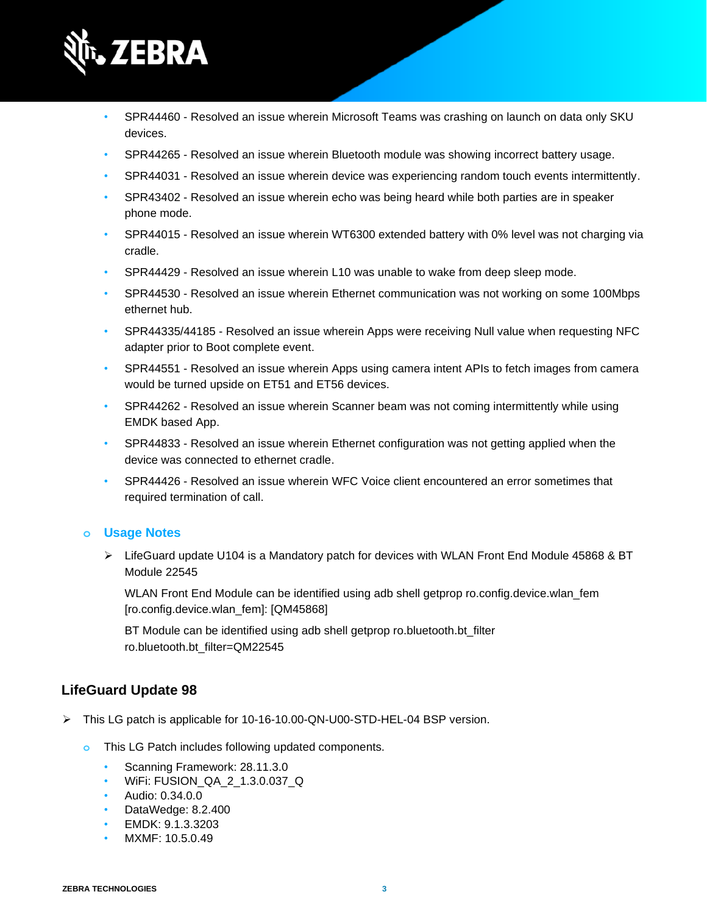- SPR44460 - Resolved an issue wherein Microsoft Teams was crashing on launch on data only SKU devices.
- SPR44265 - Resolved an issue wherein Bluetooth module was showing incorrect battery usage.
- SPR44031 - Resolved an issue wherein device was experiencing random touch events intermittently.
- SPR43402 - Resolved an issue wherein echo was being heard while both parties are in speaker phone mode.
- SPR44015 - Resolved an issue wherein WT6300 extended battery with 0% level was not charging via cradle.
- SPR44429 - Resolved an issue wherein L10 was unable to wake from deep sleep mode.
- SPR44530 - Resolved an issue wherein Ethernet communication was not working on some 100Mbps ethernet hub.
- SPR44335/44185 - Resolved an issue wherein Apps were receiving Null value when requesting NFC adapter prior to Boot complete event.
- SPR44551 - Resolved an issue wherein Apps using camera intent APIs to fetch images from camera would be turned upside on ET51 and ET56 devices.
- SPR44262 - Resolved an issue wherein Scanner beam was not coming intermittently while using EMDK based App.
- SPR44833 - Resolved an issue wherein Ethernet configuration was not getting applied when the device was connected to ethernet cradle.
- SPR44426 - Resolved an issue wherein WFC Voice client encountered an error sometimes that required termination of call.

- **Usage Notes**
  - LifeGuard update U104 is a Mandatory patch for devices with WLAN Front End Module 45868 & BT Module 22545

    WLAN Front End Module can be identified using adb shell getprop ro.config.device.wlan_fem [ro.config.device.wlan_fem]: [QM45868]

    BT Module can be identified using adb shell getprop ro.bluetooth.bt_filter ro.bluetooth.bt_filter=QM22545

## LifeGuard Update 98

- This LG patch is applicable for 10-16-10.00-QN-U00-STD-HEL-04 BSP version.
  - This LG Patch includes following updated components.
    - Scanning Framework: 28.11.3.0
    - WiFi: FUSION_QA_2_1.3.0.037_Q
    - Audio: 0.34.0.0
    - DataWedge: 8.2.400
    - EMDK: 9.1.3.3203
    - MXMF: 10.5.0.49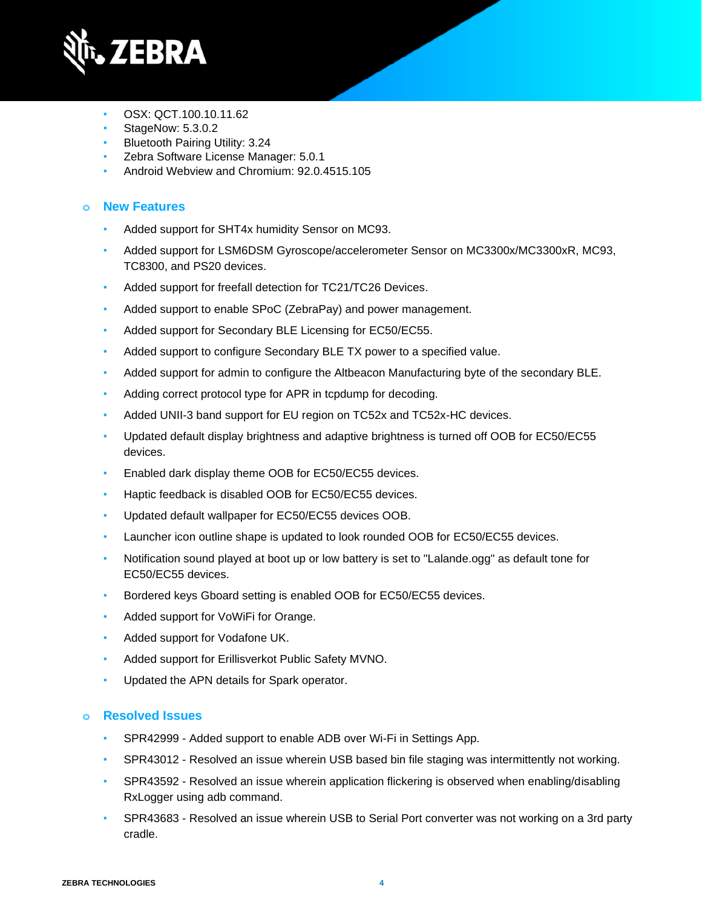- OSX: QCT.100.10.11.62
- StageNow: 5.3.0.2
- Bluetooth Pairing Utility: 3.24
- Zebra Software License Manager: 5.0.1
- Android Webview and Chromium: 92.0.4515.105

### New Features

- Added support for SHT4x humidity Sensor on MC93.
- Added support for LSM6DSM Gyroscope/accelerometer Sensor on MC3300x/MC3300xR, MC93, TC8300, and PS20 devices.
- Added support for freefall detection for TC21/TC26 Devices.
- Added support to enable SPoC (ZebraPay) and power management.
- Added support for Secondary BLE Licensing for EC50/EC55.
- Added support to configure Secondary BLE TX power to a specified value.
- Added support for admin to configure the Altbeacon Manufacturing byte of the secondary BLE.
- Adding correct protocol type for APR in tcpdump for decoding.
- Added UNII-3 band support for EU region on TC52x and TC52x-HC devices.
- Updated default display brightness and adaptive brightness is turned off OOB for EC50/EC55 devices.
- Enabled dark display theme OOB for EC50/EC55 devices.
- Haptic feedback is disabled OOB for EC50/EC55 devices.
- Updated default wallpaper for EC50/EC55 devices OOB.
- Launcher icon outline shape is updated to look rounded OOB for EC50/EC55 devices.
- Notification sound played at boot up or low battery is set to "Lalande.ogg" as default tone for EC50/EC55 devices.
- Bordered keys Gboard setting is enabled OOB for EC50/EC55 devices.
- Added support for VoWiFi for Orange.
- Added support for Vodafone UK.
- Added support for Erillisverkot Public Safety MVNO.
- Updated the APN details for Spark operator.

### Resolved Issues

- SPR42999 - Added support to enable ADB over Wi-Fi in Settings App.
- SPR43012 - Resolved an issue wherein USB based bin file staging was intermittently not working.
- SPR43592 - Resolved an issue wherein application flickering is observed when enabling/disabling RxLogger using adb command.
- SPR43683 - Resolved an issue wherein USB to Serial Port converter was not working on a 3rd party cradle.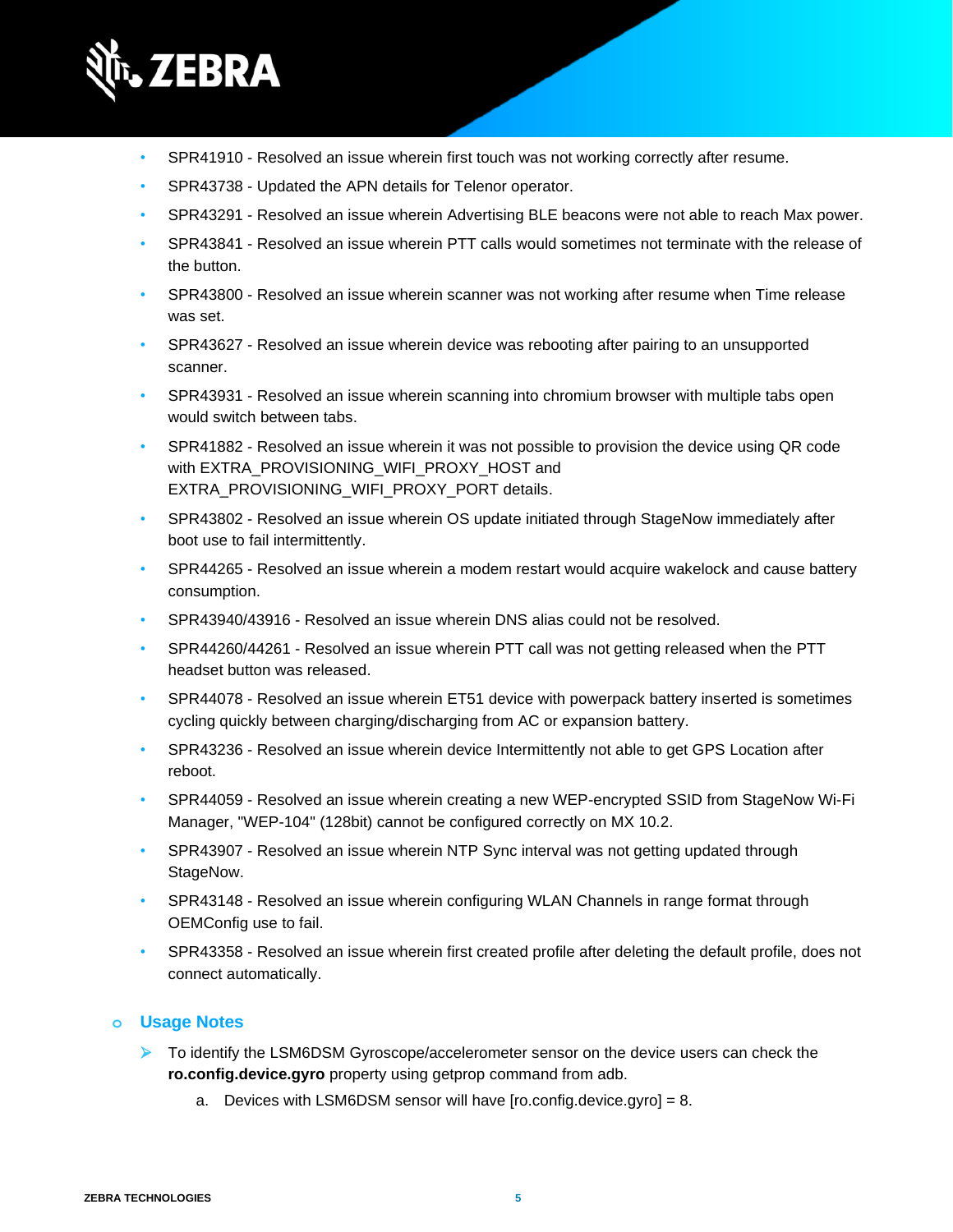- SPR41910 - Resolved an issue wherein first touch was not working correctly after resume.
- SPR43738 - Updated the APN details for Telenor operator.
- SPR43291 - Resolved an issue wherein Advertising BLE beacons were not able to reach Max power.
- SPR43841 - Resolved an issue wherein PTT calls would sometimes not terminate with the release of the button.
- SPR43800 - Resolved an issue wherein scanner was not working after resume when Time release was set.
- SPR43627 - Resolved an issue wherein device was rebooting after pairing to an unsupported scanner.
- SPR43931 - Resolved an issue wherein scanning into chromium browser with multiple tabs open would switch between tabs.
- SPR41882 - Resolved an issue wherein it was not possible to provision the device using QR code with EXTRA_PROVISIONING_WIFI_PROXY_HOST and EXTRA_PROVISIONING_WIFI_PROXY_PORT details.
- SPR43802 - Resolved an issue wherein OS update initiated through StageNow immediately after boot use to fail intermittently.
- SPR44265 - Resolved an issue wherein a modem restart would acquire wakelock and cause battery consumption.
- SPR43940/43916 - Resolved an issue wherein DNS alias could not be resolved.
- SPR44260/44261 - Resolved an issue wherein PTT call was not getting released when the PTT headset button was released.
- SPR44078 - Resolved an issue wherein ET51 device with powerpack battery inserted is sometimes cycling quickly between charging/discharging from AC or expansion battery.
- SPR43236 - Resolved an issue wherein device Intermittently not able to get GPS Location after reboot.
- SPR44059 - Resolved an issue wherein creating a new WEP-encrypted SSID from StageNow Wi-Fi Manager, "WEP-104" (128bit) cannot be configured correctly on MX 10.2.
- SPR43907 - Resolved an issue wherein NTP Sync interval was not getting updated through StageNow.
- SPR43148 - Resolved an issue wherein configuring WLAN Channels in range format through OEMConfig use to fail.
- SPR43358 - Resolved an issue wherein first created profile after deleting the default profile, does not connect automatically.

### Usage Notes

- To identify the LSM6DSM Gyroscope/accelerometer sensor on the device users can check the **ro.config.device.gyro** property using getprop command from adb.
  a. Devices with LSM6DSM sensor will have [ro.config.device.gyro] = 8.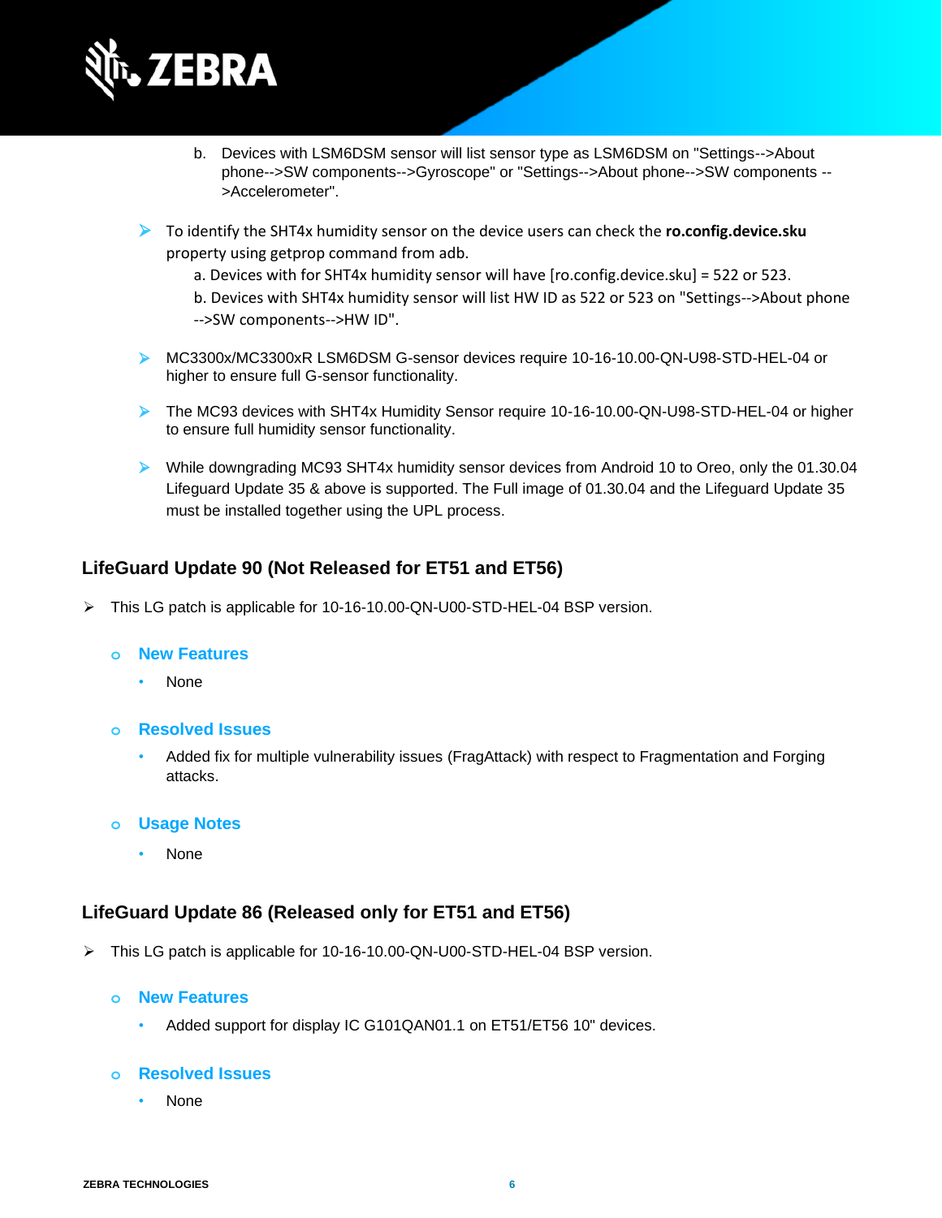b. Devices with LSM6DSM sensor will list sensor type as LSM6DSM on "Settings-->About phone-->SW components-->Gyroscope" or "Settings-->About phone-->SW components -->Accelerometer".

- To identify the SHT4x humidity sensor on the device users can check the **ro.config.device.sku** property using getprop command from adb.
  - a. Devices with for SHT4x humidity sensor will have [ro.config.device.sku] = 522 or 523.
  - b. Devices with SHT4x humidity sensor will list HW ID as 522 or 523 on "Settings-->About phone -->SW components-->HW ID".
- MC3300x/MC3300xR LSM6DSM G-sensor devices require 10-16-10.00-QN-U98-STD-HEL-04 or higher to ensure full G-sensor functionality.
- The MC93 devices with SHT4x Humidity Sensor require 10-16-10.00-QN-U98-STD-HEL-04 or higher to ensure full humidity sensor functionality.
- While downgrading MC93 SHT4x humidity sensor devices from Android 10 to Oreo, only the 01.30.04 Lifeguard Update 35 & above is supported. The Full image of 01.30.04 and the Lifeguard Update 35 must be installed together using the UPL process.

### LifeGuard Update 90 (Not Released for ET51 and ET56)

- This LG patch is applicable for 10-16-10.00-QN-U00-STD-HEL-04 BSP version.

  - **New Features**
    - None
  - **Resolved Issues**
    - Added fix for multiple vulnerability issues (FragAttack) with respect to Fragmentation and Forging attacks.
  - **Usage Notes**
    - None

### LifeGuard Update 86 (Released only for ET51 and ET56)

- This LG patch is applicable for 10-16-10.00-QN-U00-STD-HEL-04 BSP version.

  - **New Features**
    - Added support for display IC G101QAN01.1 on ET51/ET56 10" devices.
  - **Resolved Issues**
    - None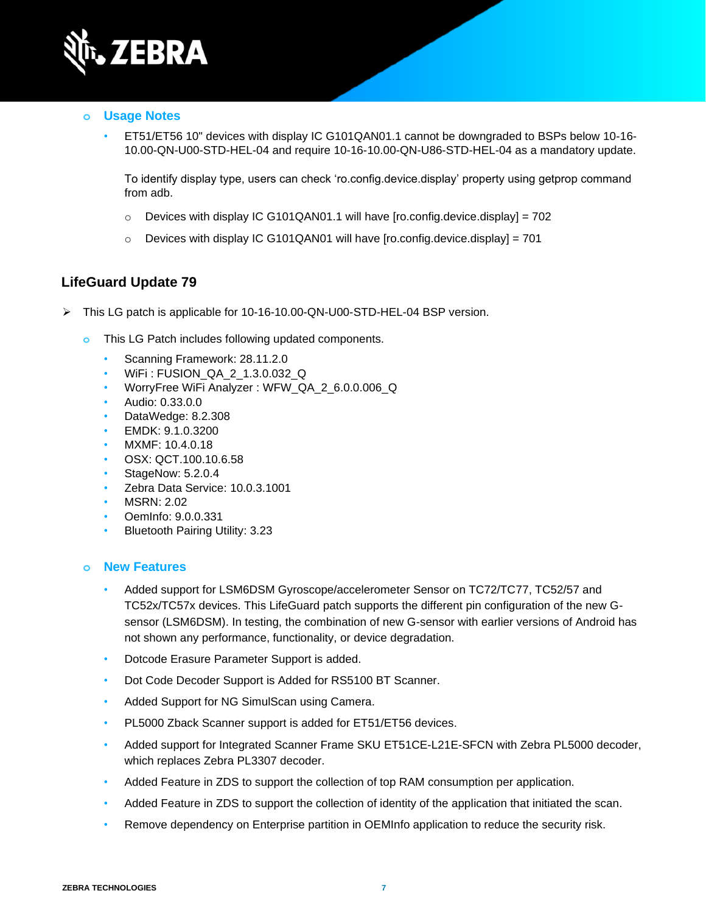- **Usage Notes**
  - ET51/ET56 10" devices with display IC G101QAN01.1 cannot be downgraded to BSPs below 10-16-10.00-QN-U00-STD-HEL-04 and require 10-16-10.00-QN-U86-STD-HEL-04 as a mandatory update.

    To identify display type, users can check 'ro.config.device.display' property using getprop command from adb.

    - Devices with display IC G101QAN01.1 will have [ro.config.device.display] = 702
    - Devices with display IC G101QAN01 will have [ro.config.device.display] = 701

## LifeGuard Update 79

- This LG patch is applicable for 10-16-10.00-QN-U00-STD-HEL-04 BSP version.
  - This LG Patch includes following updated components.
    - Scanning Framework: 28.11.2.0
    - WiFi : FUSION_QA_2_1.3.0.032_Q
    - WorryFree WiFi Analyzer : WFW_QA_2_6.0.0.006_Q
    - Audio: 0.33.0.0
    - DataWedge: 8.2.308
    - EMDK: 9.1.0.3200
    - MXMF: 10.4.0.18
    - OSX: QCT.100.10.6.58
    - StageNow: 5.2.0.4
    - Zebra Data Service: 10.0.3.1001
    - MSRN: 2.02
    - OemInfo: 9.0.0.331
    - Bluetooth Pairing Utility: 3.23
  - **New Features**
    - Added support for LSM6DSM Gyroscope/accelerometer Sensor on TC72/TC77, TC52/57 and TC52x/TC57x devices. This LifeGuard patch supports the different pin configuration of the new G-sensor (LSM6DSM). In testing, the combination of new G-sensor with earlier versions of Android has not shown any performance, functionality, or device degradation.
    - Dotcode Erasure Parameter Support is added.
    - Dot Code Decoder Support is Added for RS5100 BT Scanner.
    - Added Support for NG SimulScan using Camera.
    - PL5000 Zback Scanner support is added for ET51/ET56 devices.
    - Added support for Integrated Scanner Frame SKU ET51CE-L21E-SFCN with Zebra PL5000 decoder, which replaces Zebra PL3307 decoder.
    - Added Feature in ZDS to support the collection of top RAM consumption per application.
    - Added Feature in ZDS to support the collection of identity of the application that initiated the scan.
    - Remove dependency on Enterprise partition in OEMInfo application to reduce the security risk.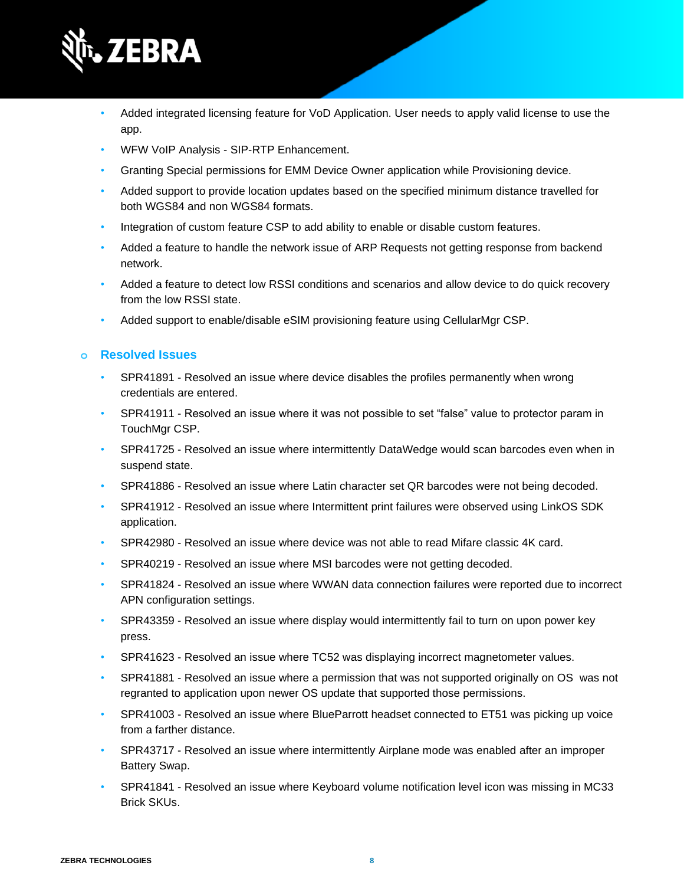- Added integrated licensing feature for VoD Application. User needs to apply valid license to use the app.
- WFW VoIP Analysis - SIP-RTP Enhancement.
- Granting Special permissions for EMM Device Owner application while Provisioning device.
- Added support to provide location updates based on the specified minimum distance travelled for both WGS84 and non WGS84 formats.
- Integration of custom feature CSP to add ability to enable or disable custom features.
- Added a feature to handle the network issue of ARP Requests not getting response from backend network.
- Added a feature to detect low RSSI conditions and scenarios and allow device to do quick recovery from the low RSSI state.
- Added support to enable/disable eSIM provisioning feature using CellularMgr CSP.

### Resolved Issues

- SPR41891 - Resolved an issue where device disables the profiles permanently when wrong credentials are entered.
- SPR41911 - Resolved an issue where it was not possible to set “false” value to protector param in TouchMgr CSP.
- SPR41725 - Resolved an issue where intermittently DataWedge would scan barcodes even when in suspend state.
- SPR41886 - Resolved an issue where Latin character set QR barcodes were not being decoded.
- SPR41912 - Resolved an issue where Intermittent print failures were observed using LinkOS SDK application.
- SPR42980 - Resolved an issue where device was not able to read Mifare classic 4K card.
- SPR40219 - Resolved an issue where MSI barcodes were not getting decoded.
- SPR41824 - Resolved an issue where WWAN data connection failures were reported due to incorrect APN configuration settings.
- SPR43359 - Resolved an issue where display would intermittently fail to turn on upon power key press.
- SPR41623 - Resolved an issue where TC52 was displaying incorrect magnetometer values.
- SPR41881 - Resolved an issue where a permission that was not supported originally on OS was not regranted to application upon newer OS update that supported those permissions.
- SPR41003 - Resolved an issue where BlueParrott headset connected to ET51 was picking up voice from a farther distance.
- SPR43717 - Resolved an issue where intermittently Airplane mode was enabled after an improper Battery Swap.
- SPR41841 - Resolved an issue where Keyboard volume notification level icon was missing in MC33 Brick SKUs.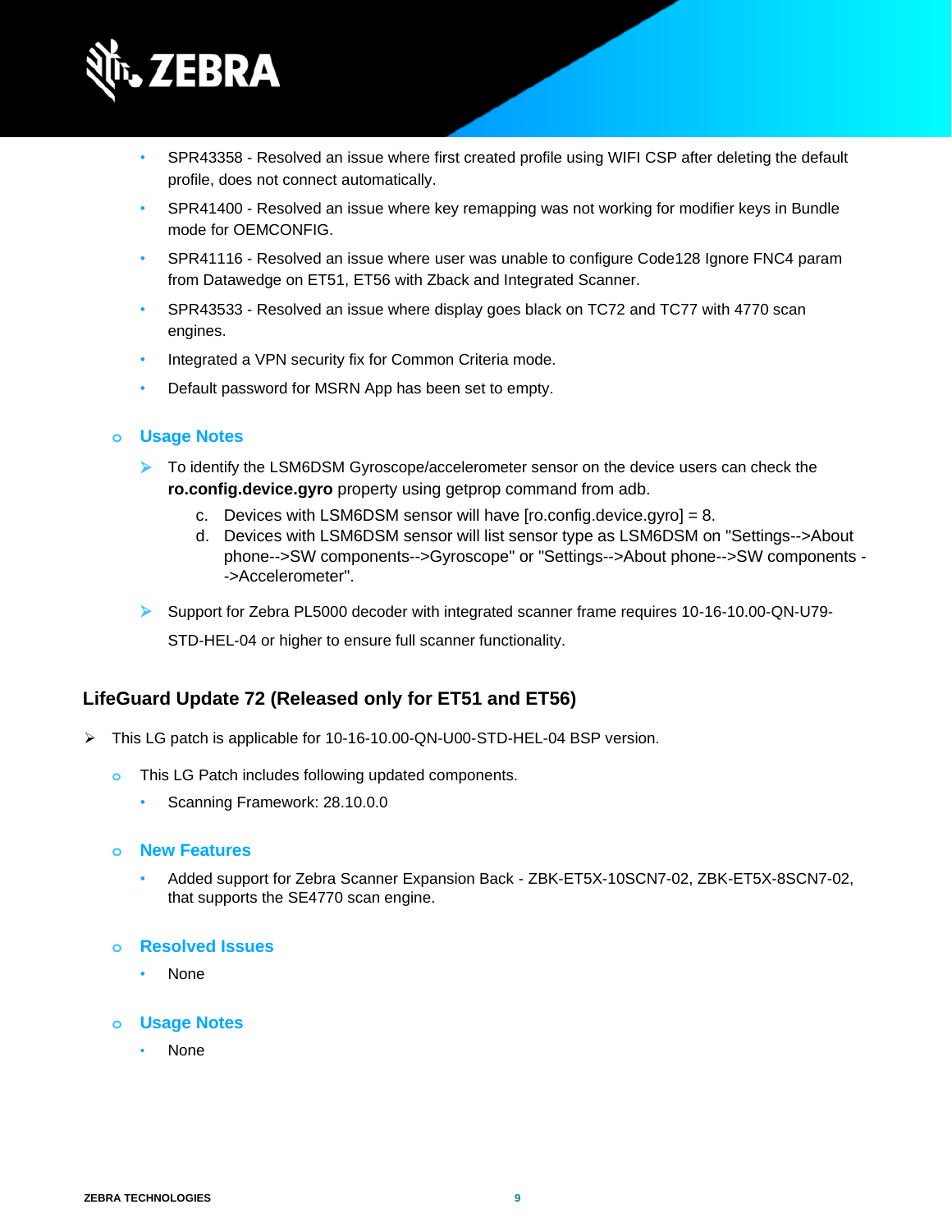- SPR43358 - Resolved an issue where first created profile using WIFI CSP after deleting the default profile, does not connect automatically.
- SPR41400 - Resolved an issue where key remapping was not working for modifier keys in Bundle mode for OEMCONFIG.
- SPR41116 - Resolved an issue where user was unable to configure Code128 Ignore FNC4 param from Datawedge on ET51, ET56 with Zback and Integrated Scanner.
- SPR43533 - Resolved an issue where display goes black on TC72 and TC77 with 4770 scan engines.
- Integrated a VPN security fix for Common Criteria mode.
- Default password for MSRN App has been set to empty.

### Usage Notes

- To identify the LSM6DSM Gyroscope/accelerometer sensor on the device users can check the **ro.config.device.gyro** property using getprop command from adb.
  c. Devices with LSM6DSM sensor will have [ro.config.device.gyro] = 8.
  d. Devices with LSM6DSM sensor will list sensor type as LSM6DSM on "Settings-->About phone-->SW components-->Gyroscope" or "Settings-->About phone-->SW components -->Accelerometer".
- Support for Zebra PL5000 decoder with integrated scanner frame requires 10-16-10.00-QN-U79-STD-HEL-04 or higher to ensure full scanner functionality.

## LifeGuard Update 72 (Released only for ET51 and ET56)

- This LG patch is applicable for 10-16-10.00-QN-U00-STD-HEL-04 BSP version.
  - This LG Patch includes following updated components.
    - Scanning Framework: 28.10.0.0

### New Features

- Added support for Zebra Scanner Expansion Back - ZBK-ET5X-10SCN7-02, ZBK-ET5X-8SCN7-02, that supports the SE4770 scan engine.

### Resolved Issues

- None

### Usage Notes

- None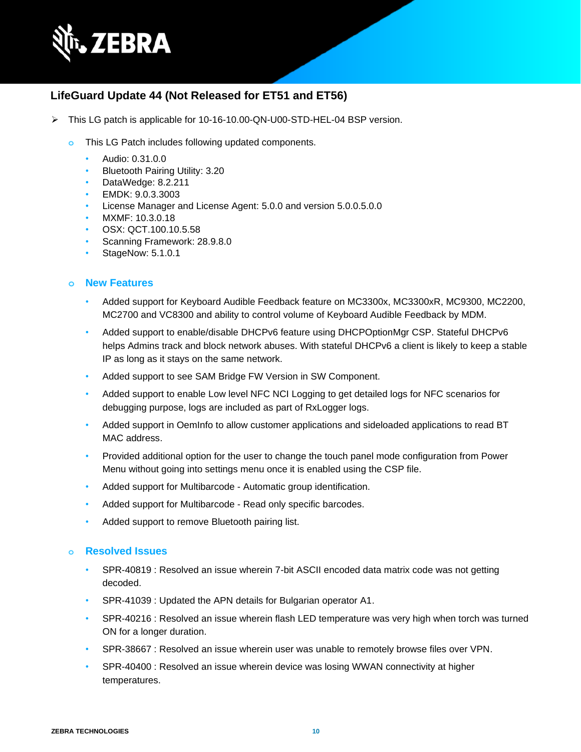## LifeGuard Update 44 (Not Released for ET51 and ET56)

- This LG patch is applicable for 10-16-10.00-QN-U00-STD-HEL-04 BSP version.
  - This LG Patch includes following updated components.
    - Audio: 0.31.0.0
    - Bluetooth Pairing Utility: 3.20
    - DataWedge: 8.2.211
    - EMDK: 9.0.3.3003
    - License Manager and License Agent: 5.0.0 and version 5.0.0.5.0.0
    - MXMF: 10.3.0.18
    - OSX: QCT.100.10.5.58
    - Scanning Framework: 28.9.8.0
    - StageNow: 5.1.0.1
  - **New Features**
    - Added support for Keyboard Audible Feedback feature on MC3300x, MC3300xR, MC9300, MC2200, MC2700 and VC8300 and ability to control volume of Keyboard Audible Feedback by MDM.
    - Added support to enable/disable DHCPv6 feature using DHCPOptionMgr CSP. Stateful DHCPv6 helps Admins track and block network abuses. With stateful DHCPv6 a client is likely to keep a stable IP as long as it stays on the same network.
    - Added support to see SAM Bridge FW Version in SW Component.
    - Added support to enable Low level NFC NCI Logging to get detailed logs for NFC scenarios for debugging purpose, logs are included as part of RxLogger logs.
    - Added support in OemInfo to allow customer applications and sideloaded applications to read BT MAC address.
    - Provided additional option for the user to change the touch panel mode configuration from Power Menu without going into settings menu once it is enabled using the CSP file.
    - Added support for Multibarcode - Automatic group identification.
    - Added support for Multibarcode - Read only specific barcodes.
    - Added support to remove Bluetooth pairing list.
  - **Resolved Issues**
    - SPR-40819 : Resolved an issue wherein 7-bit ASCII encoded data matrix code was not getting decoded.
    - SPR-41039 : Updated the APN details for Bulgarian operator A1.
    - SPR-40216 : Resolved an issue wherein flash LED temperature was very high when torch was turned ON for a longer duration.
    - SPR-38667 : Resolved an issue wherein user was unable to remotely browse files over VPN.
    - SPR-40400 : Resolved an issue wherein device was losing WWAN connectivity at higher temperatures.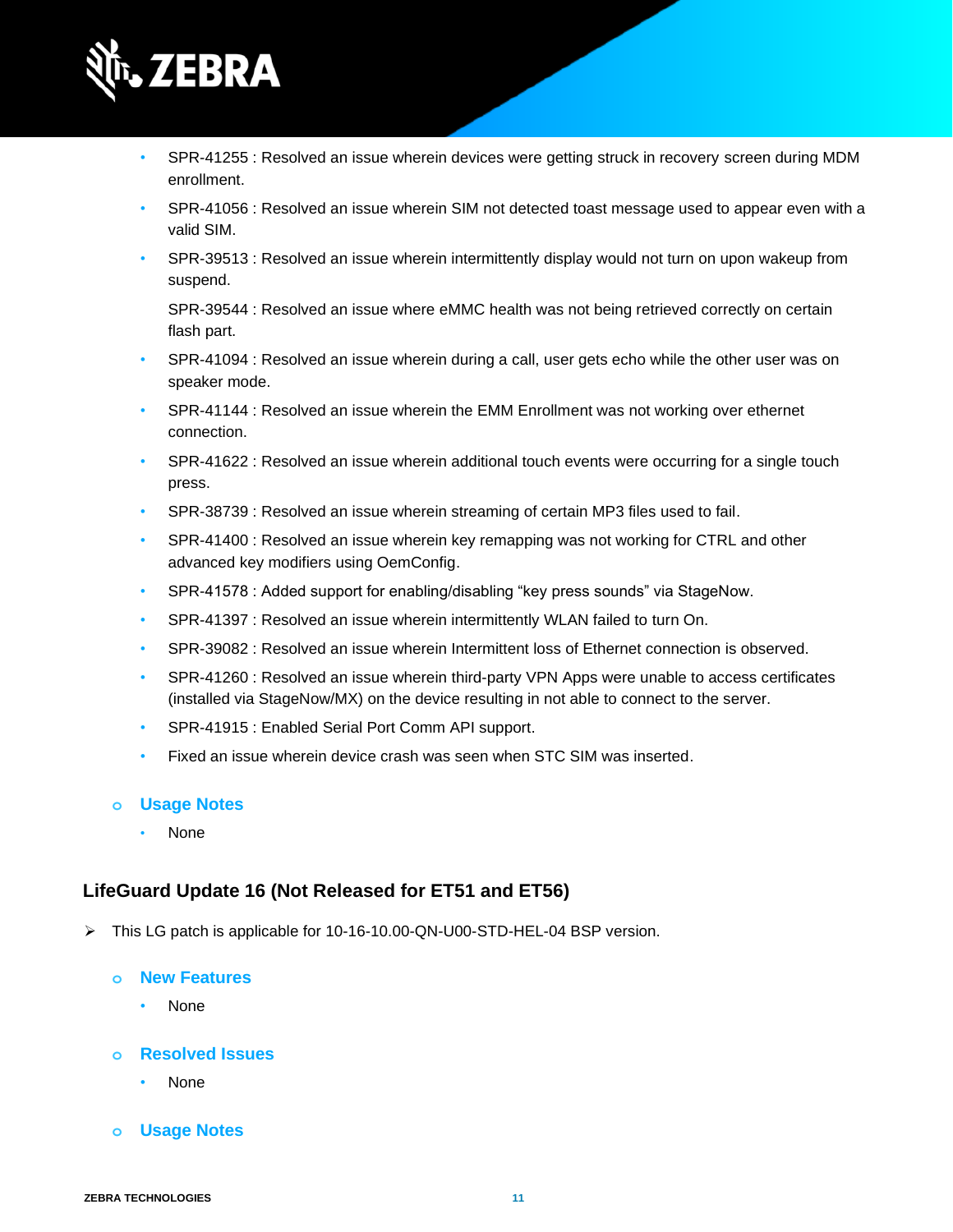- SPR-41255 : Resolved an issue wherein devices were getting struck in recovery screen during MDM enrollment.
- SPR-41056 : Resolved an issue wherein SIM not detected toast message used to appear even with a valid SIM.
- SPR-39513 : Resolved an issue wherein intermittently display would not turn on upon wakeup from suspend.

  SPR-39544 : Resolved an issue where eMMC health was not being retrieved correctly on certain flash part.
- SPR-41094 : Resolved an issue wherein during a call, user gets echo while the other user was on speaker mode.
- SPR-41144 : Resolved an issue wherein the EMM Enrollment was not working over ethernet connection.
- SPR-41622 : Resolved an issue wherein additional touch events were occurring for a single touch press.
- SPR-38739 : Resolved an issue wherein streaming of certain MP3 files used to fail.
- SPR-41400 : Resolved an issue wherein key remapping was not working for CTRL and other advanced key modifiers using OemConfig.
- SPR-41578 : Added support for enabling/disabling “key press sounds” via StageNow.
- SPR-41397 : Resolved an issue wherein intermittently WLAN failed to turn On.
- SPR-39082 : Resolved an issue wherein Intermittent loss of Ethernet connection is observed.
- SPR-41260 : Resolved an issue wherein third-party VPN Apps were unable to access certificates (installed via StageNow/MX) on the device resulting in not able to connect to the server.
- SPR-41915 : Enabled Serial Port Comm API support.
- Fixed an issue wherein device crash was seen when STC SIM was inserted.

- **Usage Notes**
  - None

## LifeGuard Update 16 (Not Released for ET51 and ET56)

- This LG patch is applicable for 10-16-10.00-QN-U00-STD-HEL-04 BSP version.

  - **New Features**
    - None
  - **Resolved Issues**
    - None
  - **Usage Notes**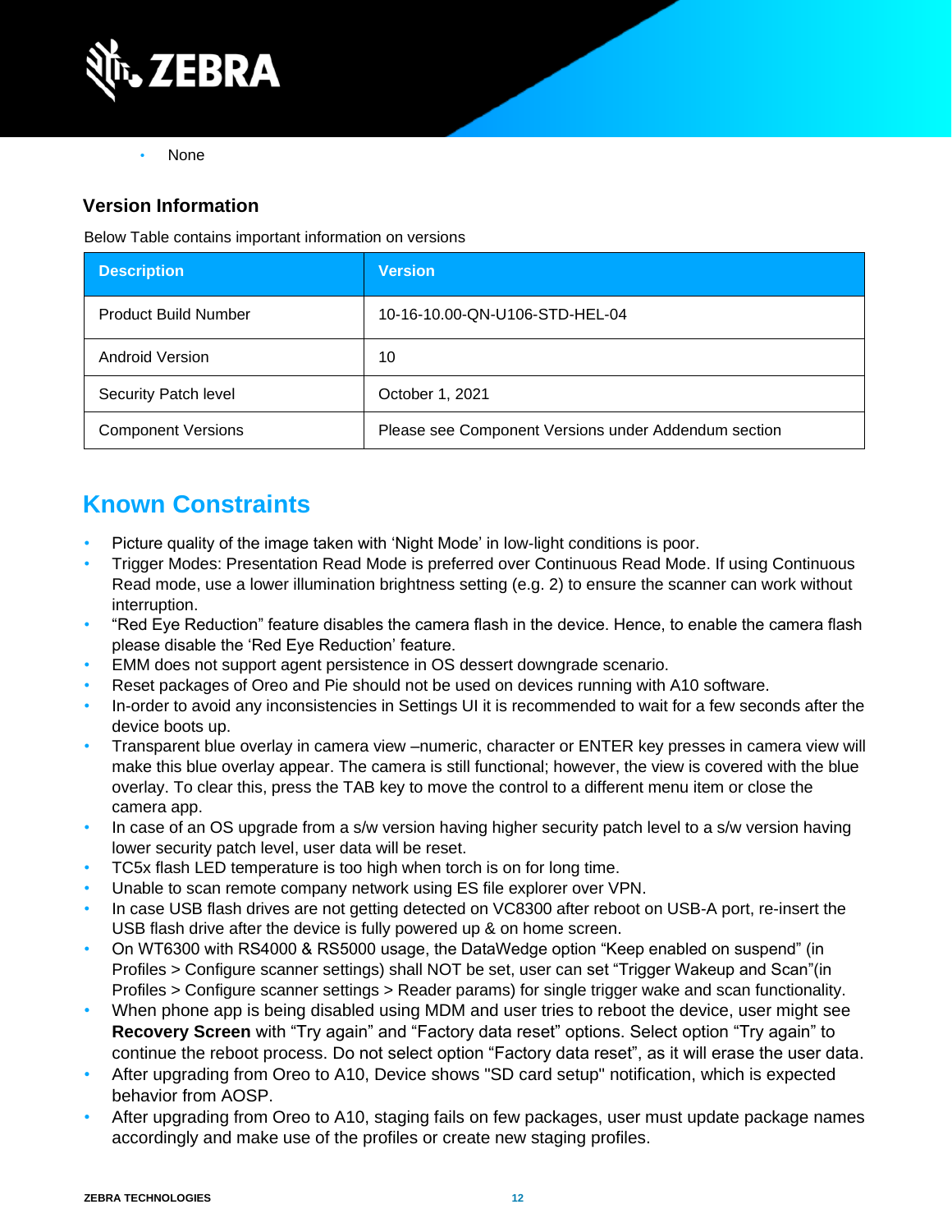- None

### Version Information

Below Table contains important information on versions

| Description | Version |
| --- | --- |
| Product Build Number | 10-16-10.00-QN-U106-STD-HEL-04 |
| Android Version | 10 |
| Security Patch level | October 1, 2021 |
| Component Versions | Please see Component Versions under Addendum section |

## Known Constraints

- Picture quality of the image taken with 'Night Mode' in low-light conditions is poor.
- Trigger Modes: Presentation Read Mode is preferred over Continuous Read Mode. If using Continuous Read mode, use a lower illumination brightness setting (e.g. 2) to ensure the scanner can work without interruption.
- "Red Eye Reduction" feature disables the camera flash in the device. Hence, to enable the camera flash please disable the 'Red Eye Reduction' feature.
- EMM does not support agent persistence in OS dessert downgrade scenario.
- Reset packages of Oreo and Pie should not be used on devices running with A10 software.
- In-order to avoid any inconsistencies in Settings UI it is recommended to wait for a few seconds after the device boots up.
- Transparent blue overlay in camera view –numeric, character or ENTER key presses in camera view will make this blue overlay appear. The camera is still functional; however, the view is covered with the blue overlay. To clear this, press the TAB key to move the control to a different menu item or close the camera app.
- In case of an OS upgrade from a s/w version having higher security patch level to a s/w version having lower security patch level, user data will be reset.
- TC5x flash LED temperature is too high when torch is on for long time.
- Unable to scan remote company network using ES file explorer over VPN.
- In case USB flash drives are not getting detected on VC8300 after reboot on USB-A port, re-insert the USB flash drive after the device is fully powered up & on home screen.
- On WT6300 with RS4000 & RS5000 usage, the DataWedge option "Keep enabled on suspend" (in Profiles > Configure scanner settings) shall NOT be set, user can set "Trigger Wakeup and Scan"(in Profiles > Configure scanner settings > Reader params) for single trigger wake and scan functionality.
- When phone app is being disabled using MDM and user tries to reboot the device, user might see **Recovery Screen** with "Try again" and "Factory data reset" options. Select option "Try again" to continue the reboot process. Do not select option "Factory data reset", as it will erase the user data.
- After upgrading from Oreo to A10, Device shows "SD card setup" notification, which is expected behavior from AOSP.
- After upgrading from Oreo to A10, staging fails on few packages, user must update package names accordingly and make use of the profiles or create new staging profiles.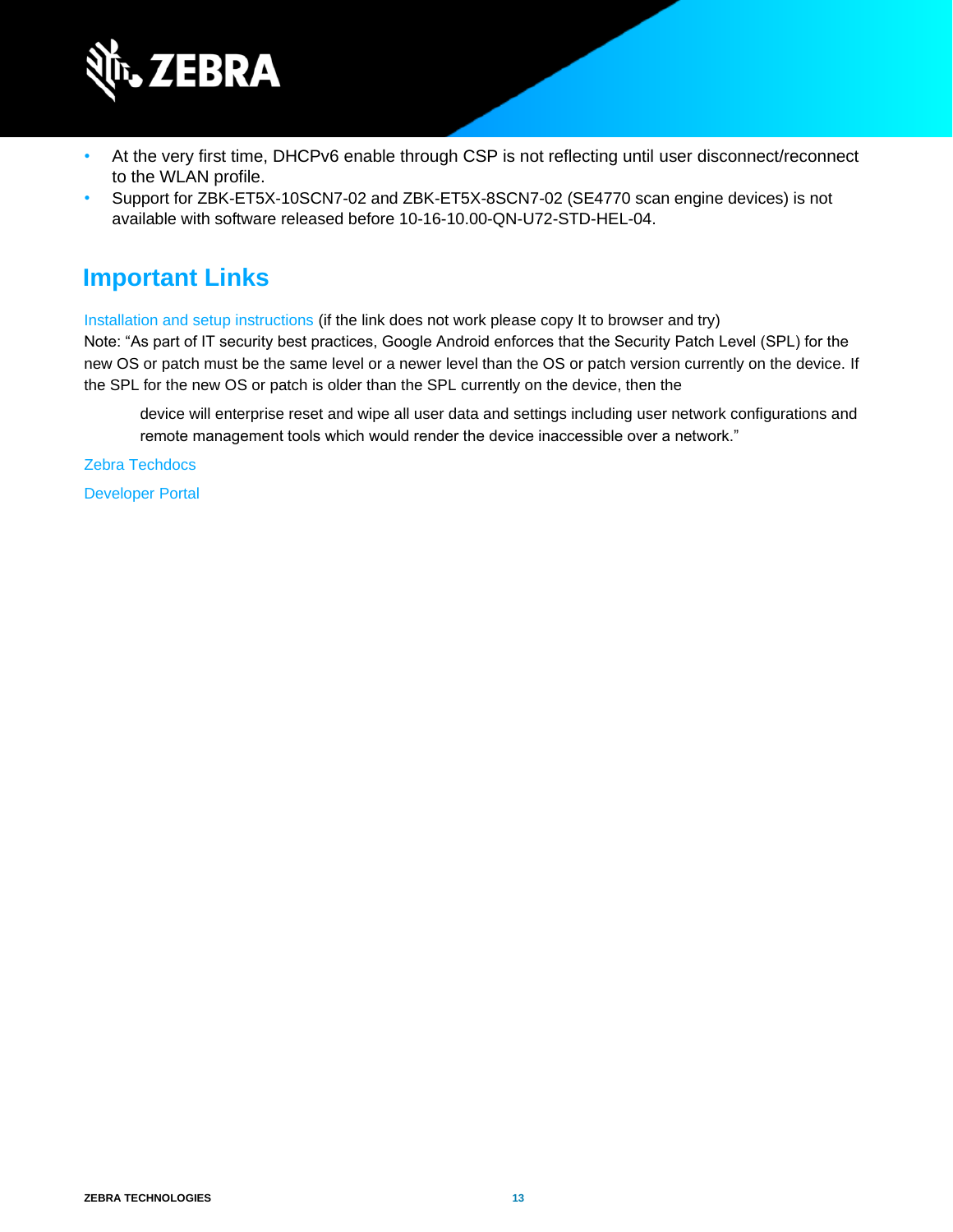- At the very first time, DHCPv6 enable through CSP is not reflecting until user disconnect/reconnect to the WLAN profile.
- Support for ZBK-ET5X-10SCN7-02 and ZBK-ET5X-8SCN7-02 (SE4770 scan engine devices) is not available with software released before 10-16-10.00-QN-U72-STD-HEL-04.

## Important Links

Installation and setup instructions (if the link does not work please copy It to browser and try)
Note: "As part of IT security best practices, Google Android enforces that the Security Patch Level (SPL) for the new OS or patch must be the same level or a newer level than the OS or patch version currently on the device. If the SPL for the new OS or patch is older than the SPL currently on the device, then the

> device will enterprise reset and wipe all user data and settings including user network configurations and remote management tools which would render the device inaccessible over a network."

Zebra Techdocs

Developer Portal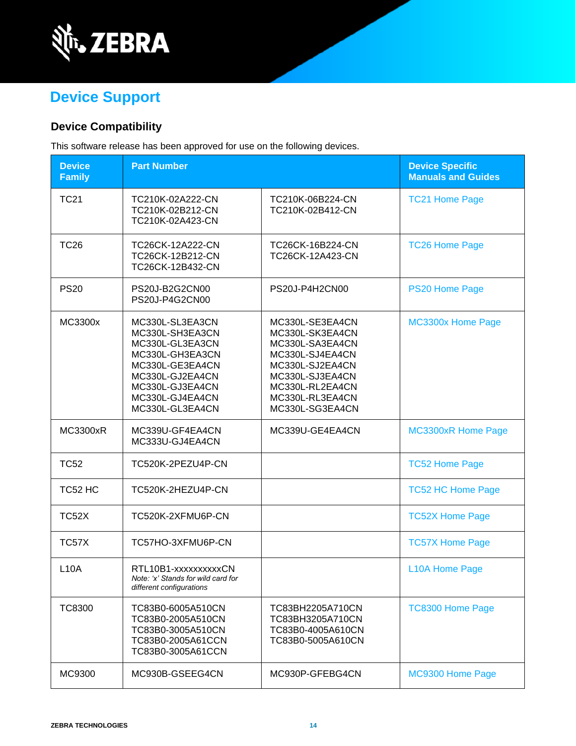# Device Support

## Device Compatibility

This software release has been approved for use on the following devices.

| Device Family | Part Number | | Device Specific Manuals and Guides |
|---|---|---|---|
| TC21 | TC210K-02A222-CN<br>TC210K-02B212-CN<br>TC210K-02A423-CN | TC210K-06B224-CN<br>TC210K-02B412-CN | TC21 Home Page |
| TC26 | TC26CK-12A222-CN<br>TC26CK-12B212-CN<br>TC26CK-12B432-CN | TC26CK-16B224-CN<br>TC26CK-12A423-CN | TC26 Home Page |
| PS20 | PS20J-B2G2CN00<br>PS20J-P4G2CN00 | PS20J-P4H2CN00 | PS20 Home Page |
| MC3300x | MC330L-SL3EA3CN<br>MC330L-SH3EA3CN<br>MC330L-GL3EA3CN<br>MC330L-GH3EA3CN<br>MC330L-GE3EA4CN<br>MC330L-GJ2EA4CN<br>MC330L-GJ3EA4CN<br>MC330L-GJ4EA4CN<br>MC330L-GL3EA4CN | MC330L-SE3EA4CN<br>MC330L-SK3EA4CN<br>MC330L-SA3EA4CN<br>MC330L-SJ4EA4CN<br>MC330L-SJ2EA4CN<br>MC330L-SJ3EA4CN<br>MC330L-RL2EA4CN<br>MC330L-RL3EA4CN<br>MC330L-SG3EA4CN | MC3300x Home Page |
| MC3300xR | MC339U-GF4EA4CN<br>MC333U-GJ4EA4CN | MC339U-GE4EA4CN | MC3300xR Home Page |
| TC52 | TC520K-2PEZU4P-CN | | TC52 Home Page |
| TC52 HC | TC520K-2HEZU4P-CN | | TC52 HC Home Page |
| TC52X | TC520K-2XFMU6P-CN | | TC52X Home Page |
| TC57X | TC57HO-3XFMU6P-CN | | TC57X Home Page |
| L10A | RTL10B1-xxxxxxxxxxCN<br>*Note: 'x' Stands for wild card for different configurations* | | L10A Home Page |
| TC8300 | TC83B0-6005A510CN<br>TC83B0-2005A510CN<br>TC83B0-3005A510CN<br>TC83B0-2005A61CCN<br>TC83B0-3005A61CCN | TC83BH2205A710CN<br>TC83BH3205A710CN<br>TC83B0-4005A610CN<br>TC83B0-5005A610CN | TC8300 Home Page |
| MC9300 | MC930B-GSEEG4CN | MC930P-GFEBG4CN | MC9300 Home Page |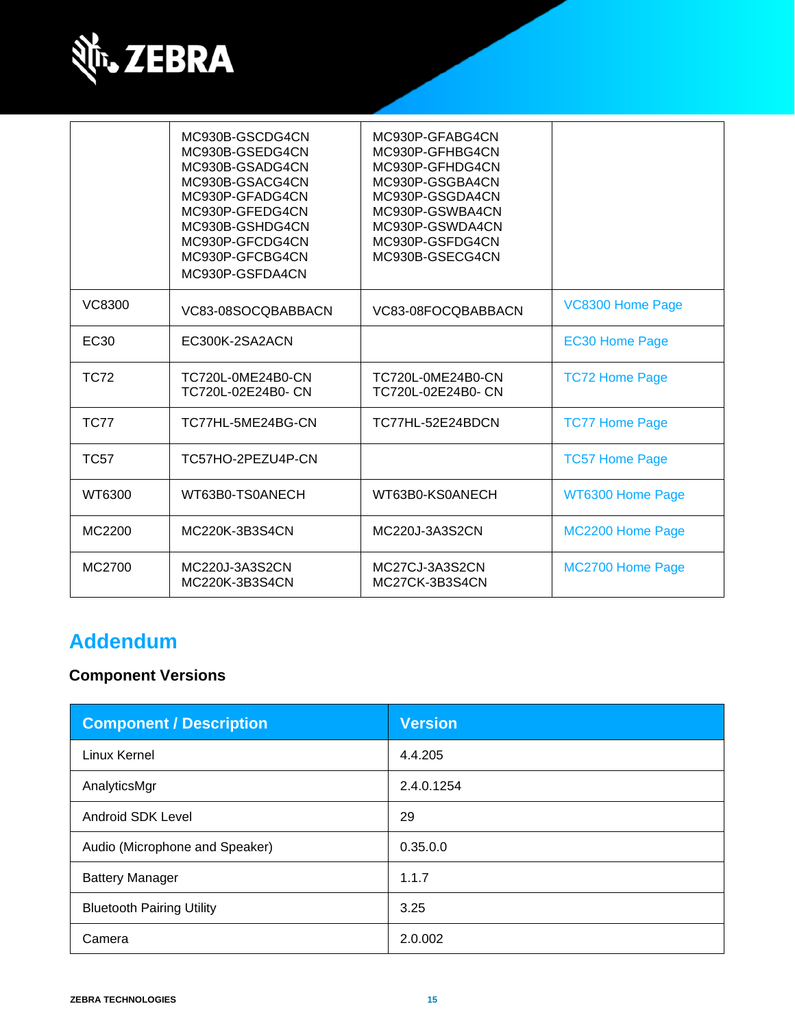| | | | |
|---|---|---|---|
| | MC930B-GSCDG4CN<br>MC930B-GSEDG4CN<br>MC930B-GSADG4CN<br>MC930B-GSACG4CN<br>MC930P-GFADG4CN<br>MC930P-GFEDG4CN<br>MC930B-GSHDG4CN<br>MC930P-GFCDG4CN<br>MC930P-GFCBG4CN<br>MC930P-GSFDA4CN | MC930P-GFABG4CN<br>MC930P-GFHBG4CN<br>MC930P-GFHDG4CN<br>MC930P-GSGBA4CN<br>MC930P-GSGDA4CN<br>MC930P-GSWBA4CN<br>MC930P-GSWDA4CN<br>MC930P-GSFDG4CN<br>MC930B-GSECG4CN | |
| VC8300 | VC83-08SOCQBABBACN | VC83-08FOCQBABBACN | VC8300 Home Page |
| EC30 | EC300K-2SA2ACN | | EC30 Home Page |
| TC72 | TC720L-0ME24B0-CN<br>TC720L-02E24B0- CN | TC720L-0ME24B0-CN<br>TC720L-02E24B0- CN | TC72 Home Page |
| TC77 | TC77HL-5ME24BG-CN | TC77HL-52E24BDCN | TC77 Home Page |
| TC57 | TC57HO-2PEZU4P-CN | | TC57 Home Page |
| WT6300 | WT63B0-TS0ANECH | WT63B0-KS0ANECH | WT6300 Home Page |
| MC2200 | MC220K-3B3S4CN | MC220J-3A3S2CN | MC2200 Home Page |
| MC2700 | MC220J-3A3S2CN<br>MC220K-3B3S4CN | MC27CJ-3A3S2CN<br>MC27CK-3B3S4CN | MC2700 Home Page |

# Addendum

### Component Versions

| Component / Description | Version |
|---|---|
| Linux Kernel | 4.4.205 |
| AnalyticsMgr | 2.4.0.1254 |
| Android SDK Level | 29 |
| Audio (Microphone and Speaker) | 0.35.0.0 |
| Battery Manager | 1.1.7 |
| Bluetooth Pairing Utility | 3.25 |
| Camera | 2.0.002 |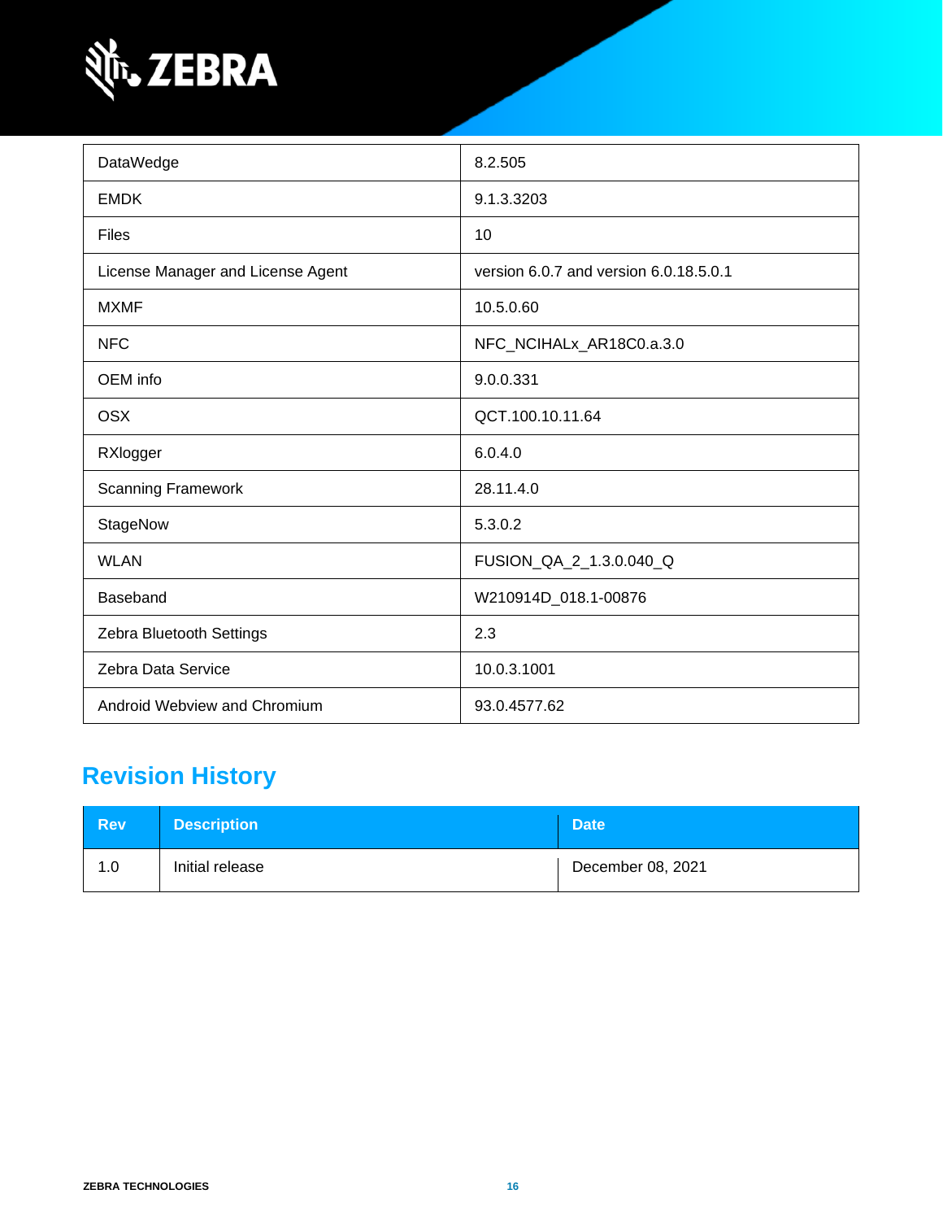| | |
|---|---|
| DataWedge | 8.2.505 |
| EMDK | 9.1.3.3203 |
| Files | 10 |
| License Manager and License Agent | version 6.0.7 and version 6.0.18.5.0.1 |
| MXMF | 10.5.0.60 |
| NFC | NFC_NCIHALx_AR18C0.a.3.0 |
| OEM info | 9.0.0.331 |
| OSX | QCT.100.10.11.64 |
| RXlogger | 6.0.4.0 |
| Scanning Framework | 28.11.4.0 |
| StageNow | 5.3.0.2 |
| WLAN | FUSION_QA_2_1.3.0.040_Q |
| Baseband | W210914D_018.1-00876 |
| Zebra Bluetooth Settings | 2.3 |
| Zebra Data Service | 10.0.3.1001 |
| Android Webview and Chromium | 93.0.4577.62 |

## Revision History

| Rev | Description | Date |
|---|---|---|
| 1.0 | Initial release | December 08, 2021 |